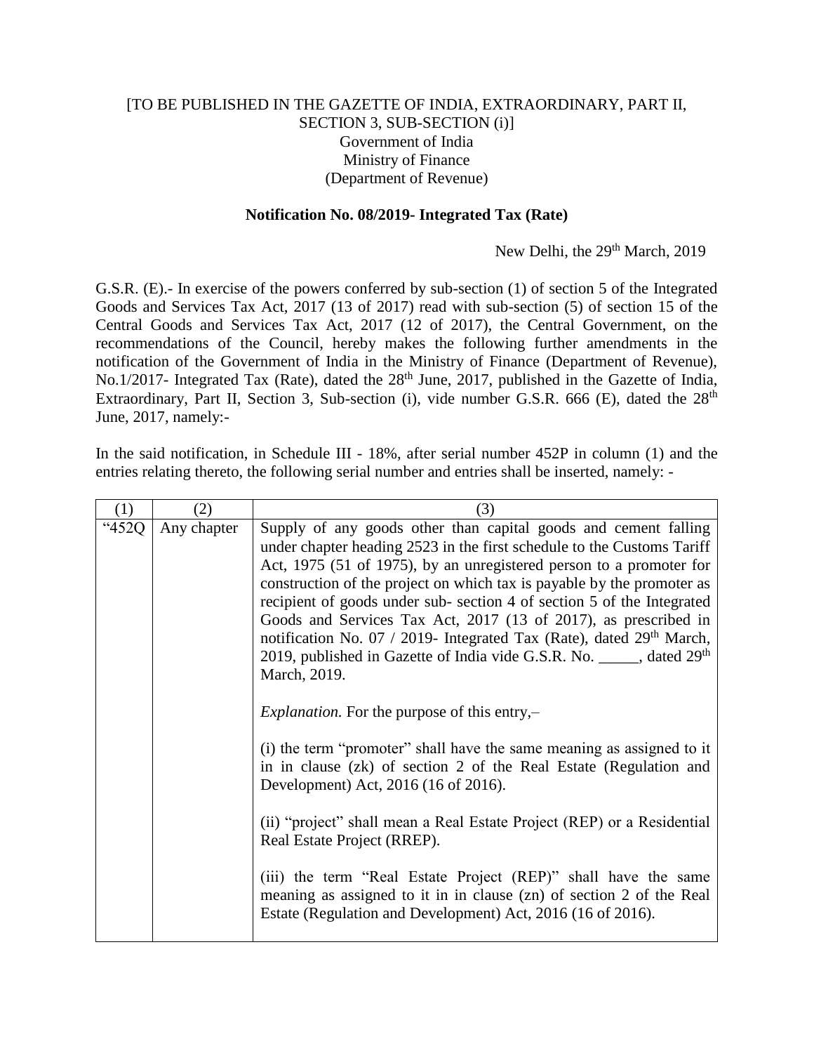[TO BE PUBLISHED IN THE GAZETTE OF INDIA, EXTRAORDINARY, PART II, SECTION 3, SUB-SECTION (i)]
Government of India
Ministry of Finance
(Department of Revenue)

**Notification No. 08/2019- Integrated Tax (Rate)**

New Delhi, the 29th March, 2019

G.S.R. (E).- In exercise of the powers conferred by sub-section (1) of section 5 of the Integrated Goods and Services Tax Act, 2017 (13 of 2017) read with sub-section (5) of section 15 of the Central Goods and Services Tax Act, 2017 (12 of 2017), the Central Government, on the recommendations of the Council, hereby makes the following further amendments in the notification of the Government of India in the Ministry of Finance (Department of Revenue), No.1/2017- Integrated Tax (Rate), dated the 28th June, 2017, published in the Gazette of India, Extraordinary, Part II, Section 3, Sub-section (i), vide number G.S.R. 666 (E), dated the 28th June, 2017, namely:-

In the said notification, in Schedule III - 18%, after serial number 452P in column (1) and the entries relating thereto, the following serial number and entries shall be inserted, namely: -

| (1) | (2) | (3) |
|---|---|---|
| "452Q | Any chapter | Supply of any goods other than capital goods and cement falling under chapter heading 2523 in the first schedule to the Customs Tariff Act, 1975 (51 of 1975), by an unregistered person to a promoter for construction of the project on which tax is payable by the promoter as recipient of goods under sub- section 4 of section 5 of the Integrated Goods and Services Tax Act, 2017 (13 of 2017), as prescribed in notification No. 07 / 2019- Integrated Tax (Rate), dated 29th March, 2019, published in Gazette of India vide G.S.R. No. _____, dated 29th March, 2019.<br><br>*Explanation.* For the purpose of this entry,–<br><br>(i) the term "promoter" shall have the same meaning as assigned to it in in clause (zk) of section 2 of the Real Estate (Regulation and Development) Act, 2016 (16 of 2016).<br><br>(ii) "project" shall mean a Real Estate Project (REP) or a Residential Real Estate Project (RREP).<br><br>(iii) the term "Real Estate Project (REP)" shall have the same meaning as assigned to it in in clause (zn) of section 2 of the Real Estate (Regulation and Development) Act, 2016 (16 of 2016). |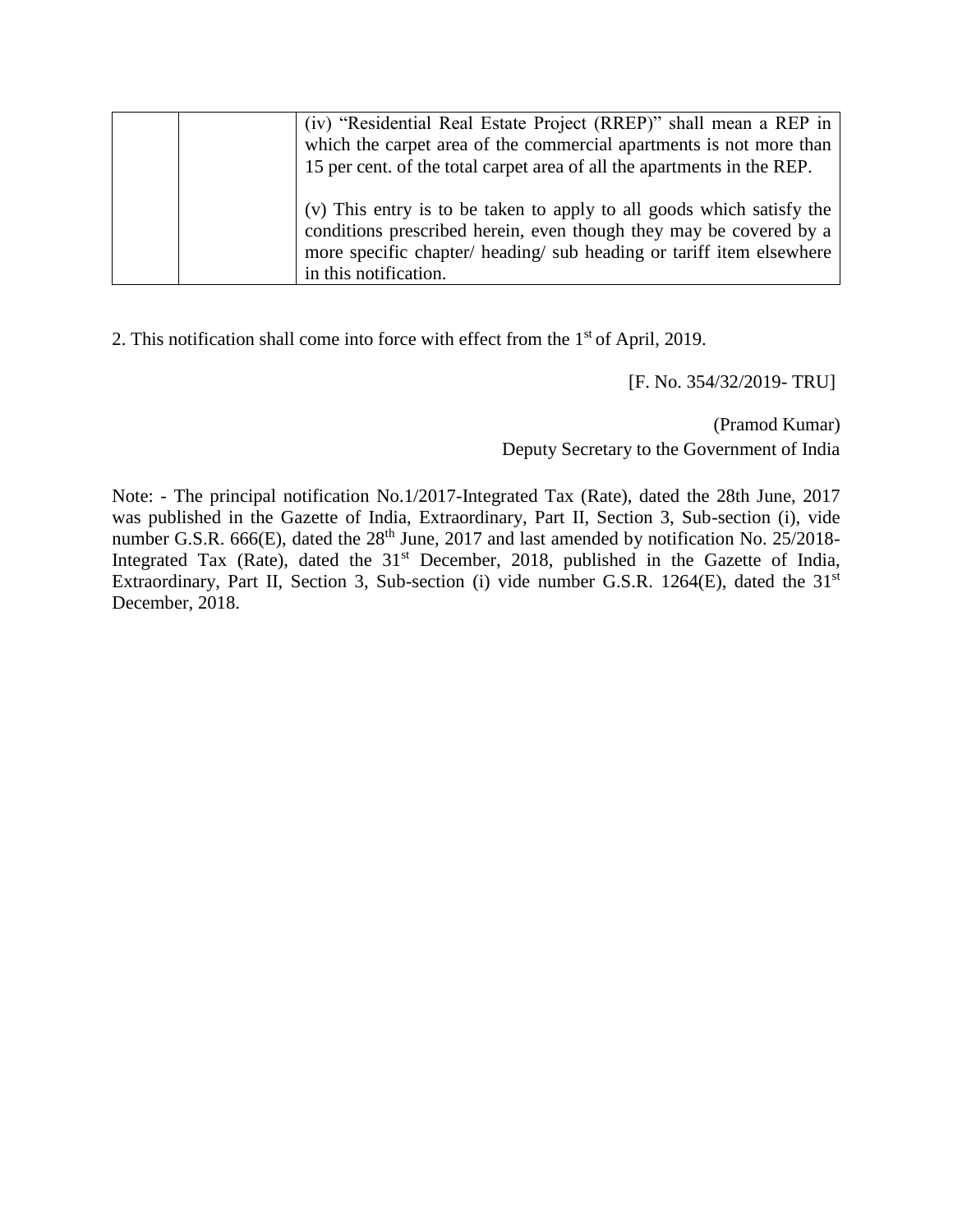| | | |
|---|---|---|
| | | (iv) "Residential Real Estate Project (RREP)" shall mean a REP in which the carpet area of the commercial apartments is not more than 15 per cent. of the total carpet area of all the apartments in the REP.<br><br>(v) This entry is to be taken to apply to all goods which satisfy the conditions prescribed herein, even though they may be covered by a more specific chapter/ heading/ sub heading or tariff item elsewhere in this notification. |

2. This notification shall come into force with effect from the 1st of April, 2019.

[F. No. 354/32/2019- TRU]

(Pramod Kumar)
Deputy Secretary to the Government of India

Note: - The principal notification No.1/2017-Integrated Tax (Rate), dated the 28th June, 2017 was published in the Gazette of India, Extraordinary, Part II, Section 3, Sub-section (i), vide number G.S.R. 666(E), dated the 28th June, 2017 and last amended by notification No. 25/2018-Integrated Tax (Rate), dated the 31st December, 2018, published in the Gazette of India, Extraordinary, Part II, Section 3, Sub-section (i) vide number G.S.R. 1264(E), dated the 31st December, 2018.